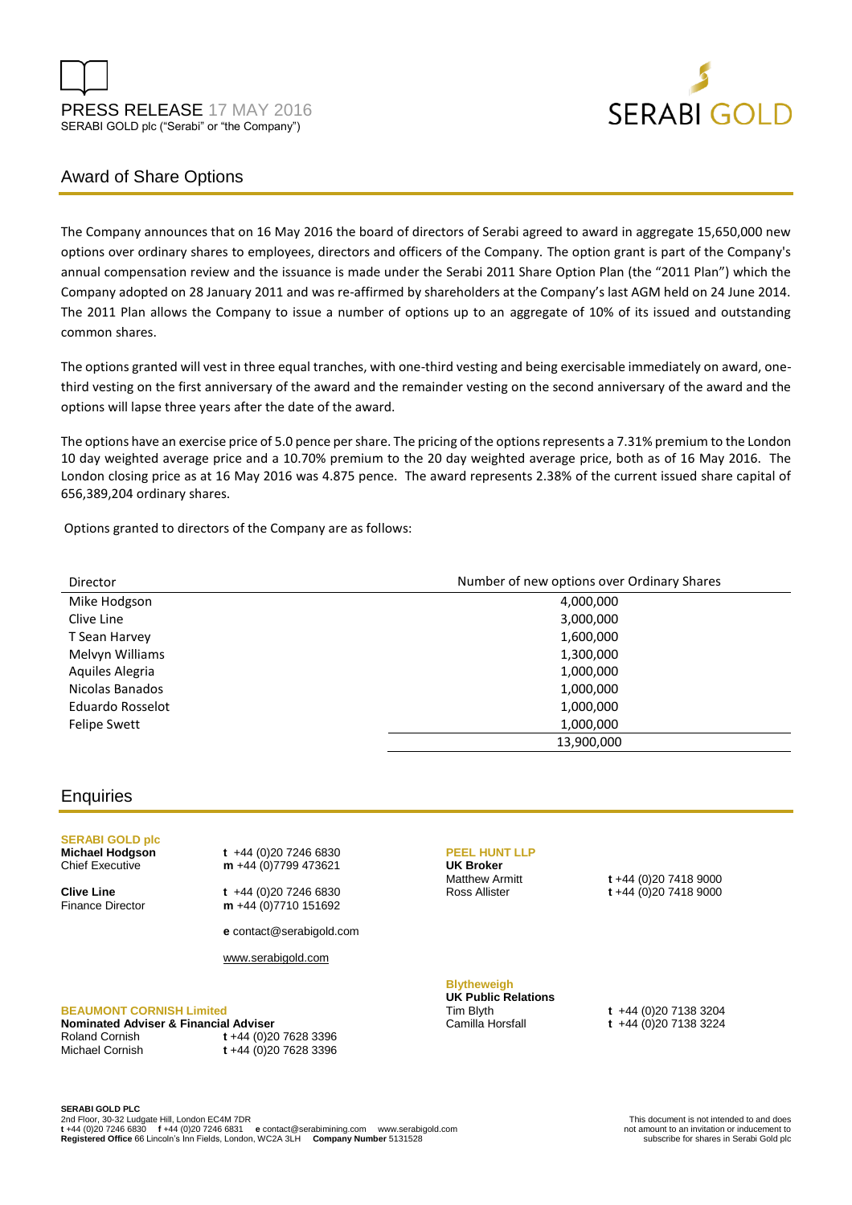PRESS RELEASE 17 MAY 2016

SERABI GOLD plc ("Serabi" or "the Company")

SERABI GOLD

# Award of Share Options

The Company announces that on 16 May 2016 the board of directors of Serabi agreed to award in aggregate 15,650,000 new options over ordinary shares to employees, directors and officers of the Company. The option grant is part of the Company's annual compensation review and the issuance is made under the Serabi 2011 Share Option Plan (the "2011 Plan") which the Company adopted on 28 January 2011 and was re-affirmed by shareholders at the Company's last AGM held on 24 June 2014. The 2011 Plan allows the Company to issue a number of options up to an aggregate of 10% of its issued and outstanding common shares.

The options granted will vest in three equal tranches, with one-third vesting and being exercisable immediately on award, one-third vesting on the first anniversary of the award and the remainder vesting on the second anniversary of the award and the options will lapse three years after the date of the award.

The options have an exercise price of 5.0 pence per share. The pricing of the options represents a 7.31% premium to the London 10 day weighted average price and a 10.70% premium to the 20 day weighted average price, both as of 16 May 2016. The London closing price as at 16 May 2016 was 4.875 pence. The award represents 2.38% of the current issued share capital of 656,389,204 ordinary shares.

Options granted to directors of the Company are as follows:

| Director | Number of new options over Ordinary Shares |
|---|---|
| Mike Hodgson | 4,000,000 |
| Clive Line | 3,000,000 |
| T Sean Harvey | 1,600,000 |
| Melvyn Williams | 1,300,000 |
| Aquiles Alegria | 1,000,000 |
| Nicolas Banados | 1,000,000 |
| Eduardo Rosselot | 1,000,000 |
| Felipe Swett | 1,000,000 |
| | 13,900,000 |

# Enquiries

**SERABI GOLD plc**

**Michael Hodgson**
Chief Executive
t +44 (0)20 7246 6830
m +44 (0)7799 473621

**Clive Line**
Finance Director
t +44 (0)20 7246 6830
m +44 (0)7710 151692

e contact@serabigold.com

www.serabigold.com

**BEAUMONT CORNISH Limited**

**Nominated Adviser & Financial Adviser**
Roland Cornish t +44 (0)20 7628 3396
Michael Cornish t +44 (0)20 7628 3396

**PEEL HUNT LLP**

**UK Broker**
Matthew Armitt t +44 (0)20 7418 9000
Ross Allister t +44 (0)20 7418 9000

**Blytheweigh**

**UK Public Relations**
Tim Blyth t +44 (0)20 7138 3204
Camilla Horsfall t +44 (0)20 7138 3224

**SERABI GOLD PLC**
2nd Floor, 30-32 Ludgate Hill, London EC4M 7DR
**t** +44 (0)20 7246 6830 **f** +44 (0)20 7246 6831 **e** contact@serabimining.com www.serabigold.com
**Registered Office** 66 Lincoln's Inn Fields, London, WC2A 3LH **Company Number** 5131528

This document is not intended to and does not amount to an invitation or inducement to subscribe for shares in Serabi Gold plc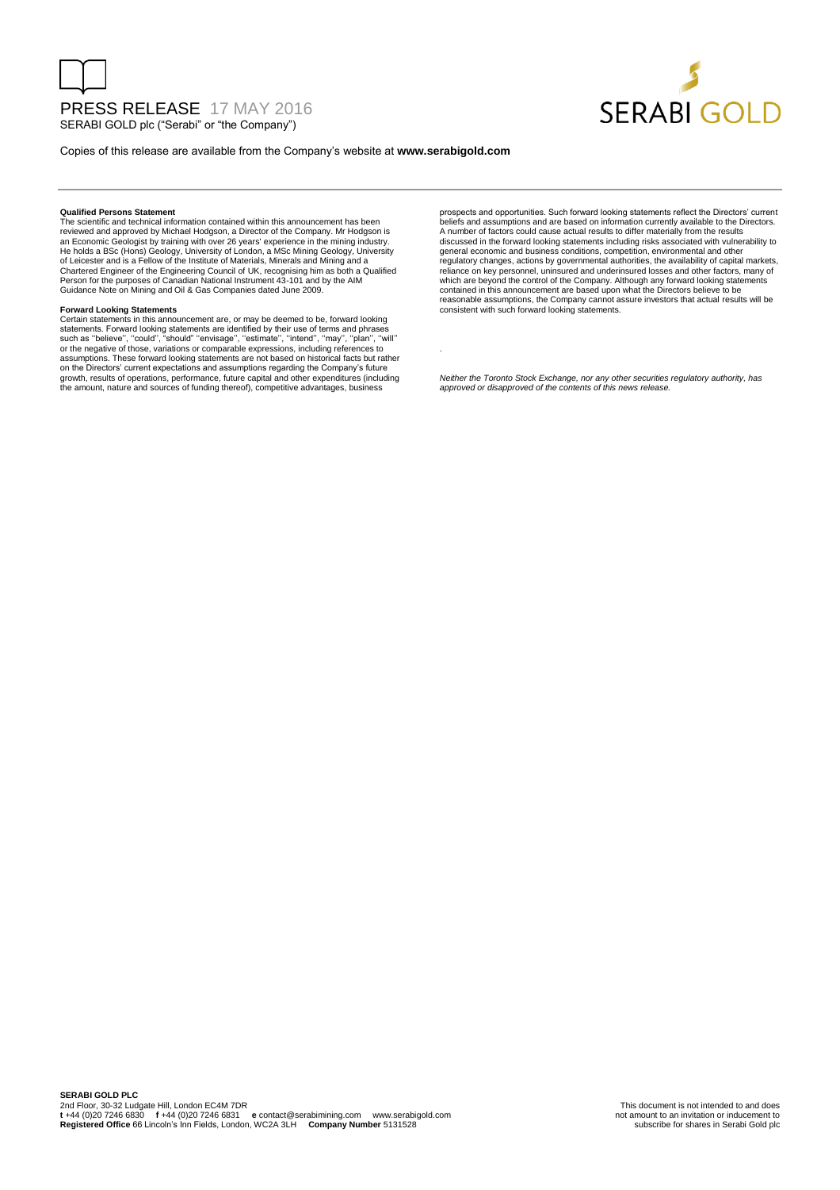**Qualified Persons Statement**

The scientific and technical information contained within this announcement has been reviewed and approved by Michael Hodgson, a Director of the Company. Mr Hodgson is an Economic Geologist by training with over 26 years' experience in the mining industry. He holds a BSc (Hons) Geology, University of London, a MSc Mining Geology, University of Leicester and is a Fellow of the Institute of Materials, Minerals and Mining and a Chartered Engineer of the Engineering Council of UK, recognising him as both a Qualified Person for the purposes of Canadian National Instrument 43-101 and by the AIM Guidance Note on Mining and Oil & Gas Companies dated June 2009.

**Forward Looking Statements**

Certain statements in this announcement are, or may be deemed to be, forward looking statements. Forward looking statements are identified by their use of terms and phrases such as ''believe'', ''could'', "should" ''envisage'', ''estimate'', ''intend'', ''may'', ''plan'', ''will'' or the negative of those, variations or comparable expressions, including references to assumptions. These forward looking statements are not based on historical facts but rather on the Directors' current expectations and assumptions regarding the Company's future growth, results of operations, performance, future capital and other expenditures (including the amount, nature and sources of funding thereof), competitive advantages, business prospects and opportunities. Such forward looking statements reflect the Directors' current beliefs and assumptions and are based on information currently available to the Directors. A number of factors could cause actual results to differ materially from the results discussed in the forward looking statements including risks associated with vulnerability to general economic and business conditions, competition, environmental and other regulatory changes, actions by governmental authorities, the availability of capital markets, reliance on key personnel, uninsured and underinsured losses and other factors, many of which are beyond the control of the Company. Although any forward looking statements contained in this announcement are based upon what the Directors believe to be reasonable assumptions, the Company cannot assure investors that actual results will be consistent with such forward looking statements.

*Neither the Toronto Stock Exchange, nor any other securities regulatory authority, has approved or disapproved of the contents of this news release.*